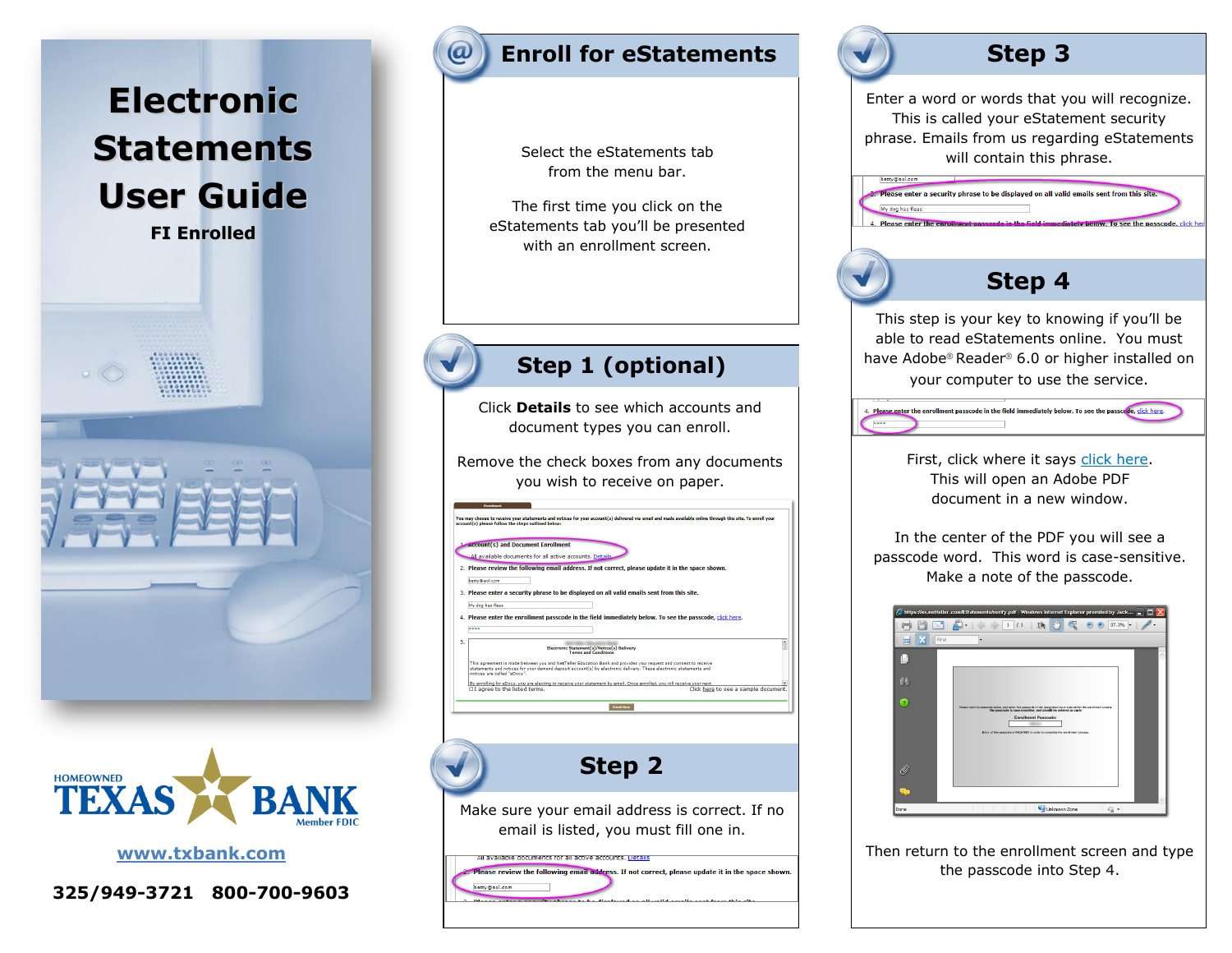# Electronic Statements User Guide

**FI Enrolled**

HOMEOWNED TEXAS BANK Member FDIC

www.txbank.com

325/949-3721 800-700-9603

## Enroll for eStatements

Select the eStatements tab from the menu bar.

The first time you click on the eStatements tab you'll be presented with an enrollment screen.

## Step 1 (optional)

Click **Details** to see which accounts and document types you can enroll.

Remove the check boxes from any documents you wish to receive on paper.

## Step 2

Make sure your email address is correct. If no email is listed, you must fill one in.

## Step 3

Enter a word or words that you will recognize. This is called your eStatement security phrase. Emails from us regarding eStatements will contain this phrase.

## Step 4

This step is your key to knowing if you'll be able to read eStatements online. You must have Adobe® Reader® 6.0 or higher installed on your computer to use the service.

First, click where it says click here. This will open an Adobe PDF document in a new window.

In the center of the PDF you will see a passcode word. This word is case-sensitive. Make a note of the passcode.

Then return to the enrollment screen and type the passcode into Step 4.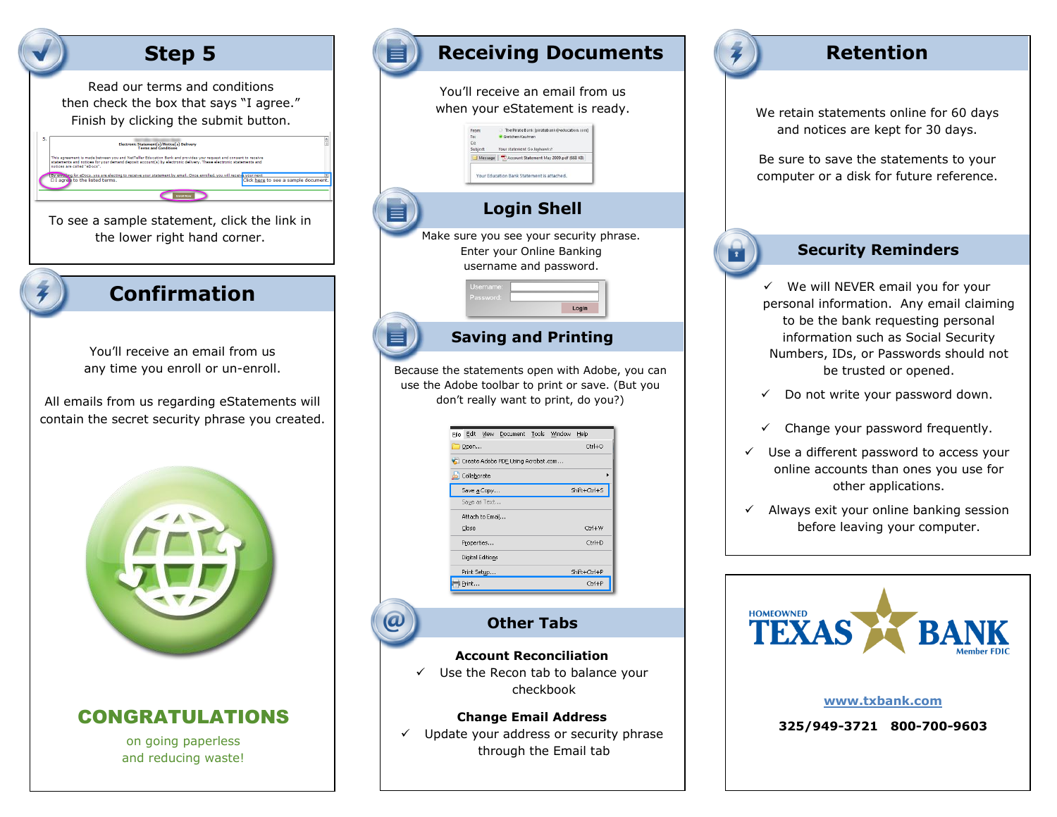## Step 5

Read our terms and conditions then check the box that says "I agree." Finish by clicking the submit button.

To see a sample statement, click the link in the lower right hand corner.

## Confirmation

You'll receive an email from us any time you enroll or un-enroll.

All emails from us regarding eStatements will contain the secret security phrase you created.

**CONGRATULATIONS**

on going paperless and reducing waste!

## Receiving Documents

You'll receive an email from us when your eStatement is ready.

## Login Shell

Make sure you see your security phrase. Enter your Online Banking username and password.

## Saving and Printing

Because the statements open with Adobe, you can use the Adobe toolbar to print or save. (But you don't really want to print, do you?)

## Other Tabs

**Account Reconciliation**

- ✓ Use the Recon tab to balance your checkbook

**Change Email Address**

- ✓ Update your address or security phrase through the Email tab

## Retention

We retain statements online for 60 days and notices are kept for 30 days.

Be sure to save the statements to your computer or a disk for future reference.

## Security Reminders

- ✓ We will NEVER email you for your personal information. Any email claiming to be the bank requesting personal information such as Social Security Numbers, IDs, or Passwords should not be trusted or opened.
- ✓ Do not write your password down.
- ✓ Change your password frequently.
- ✓ Use a different password to access your online accounts than ones you use for other applications.
- ✓ Always exit your online banking session before leaving your computer.

HOMEOWNED TEXAS BANK
Member FDIC

www.txbank.com

**325/949-3721 800-700-9603**